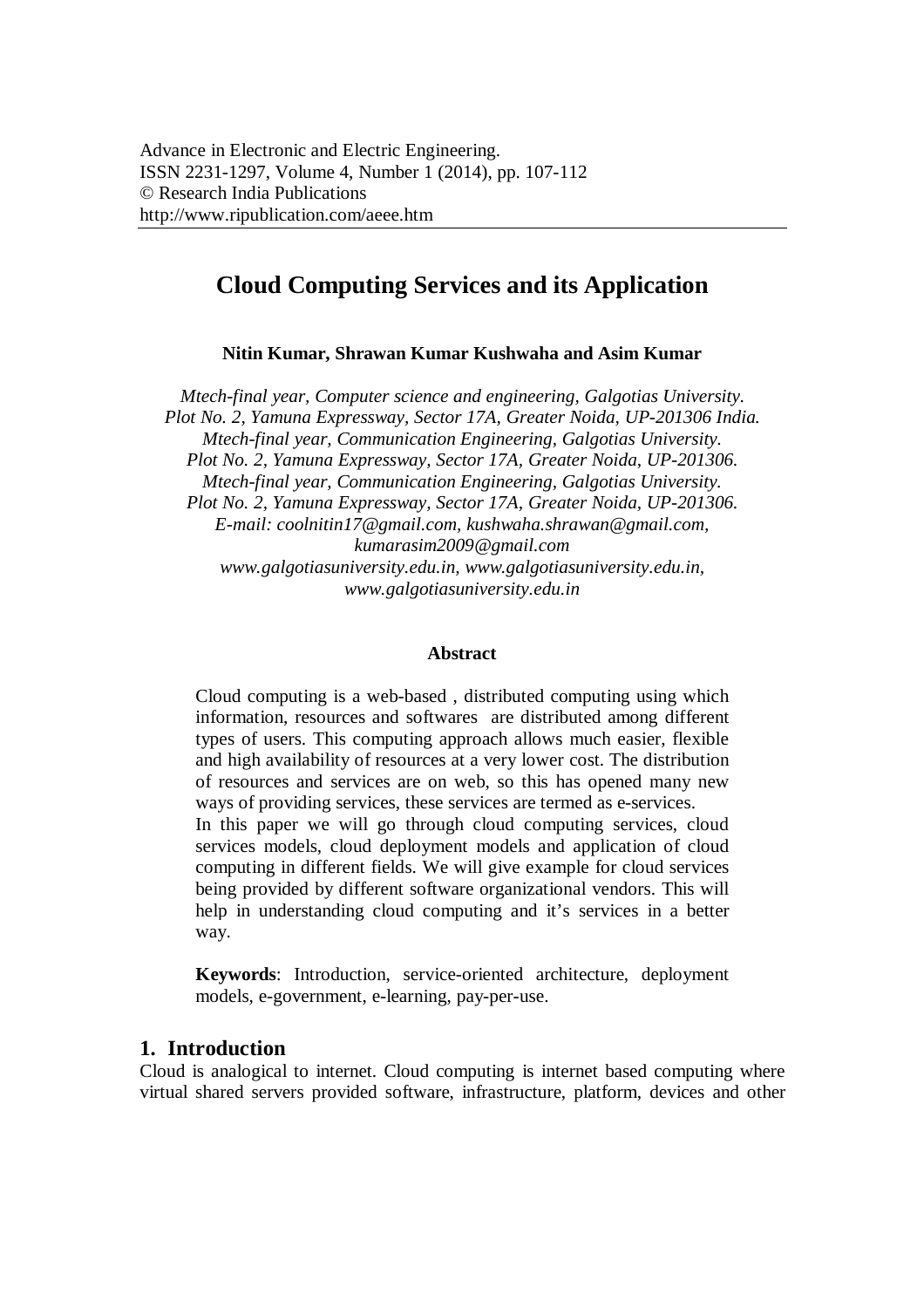Advance in Electronic and Electric Engineering.
ISSN 2231-1297, Volume 4, Number 1 (2014), pp. 107-112
© Research India Publications
http://www.ripublication.com/aeee.htm

# Cloud Computing Services and its Application

**Nitin Kumar, Shrawan Kumar Kushwaha and Asim Kumar**

*Mtech-final year, Computer science and engineering, Galgotias University.*
*Plot No. 2, Yamuna Expressway, Sector 17A, Greater Noida, UP-201306 India.*
*Mtech-final year, Communication Engineering, Galgotias University.*
*Plot No. 2, Yamuna Expressway, Sector 17A, Greater Noida, UP-201306.*
*Mtech-final year, Communication Engineering, Galgotias University.*
*Plot No. 2, Yamuna Expressway, Sector 17A, Greater Noida, UP-201306.*
*E-mail: coolnitin17@gmail.com, kushwaha.shrawan@gmail.com, kumarasim2009@gmail.com*
*www.galgotiasuniversity.edu.in, www.galgotiasuniversity.edu.in, www.galgotiasuniversity.edu.in*

### Abstract

Cloud computing is a web-based , distributed computing using which information, resources and softwares are distributed among different types of users. This computing approach allows much easier, flexible and high availability of resources at a very lower cost. The distribution of resources and services are on web, so this has opened many new ways of providing services, these services are termed as e-services.
In this paper we will go through cloud computing services, cloud services models, cloud deployment models and application of cloud computing in different fields. We will give example for cloud services being provided by different software organizational vendors. This will help in understanding cloud computing and it's services in a better way.

**Keywords**: Introduction, service-oriented architecture, deployment models, e-government, e-learning, pay-per-use.

## 1. Introduction

Cloud is analogical to internet. Cloud computing is internet based computing where virtual shared servers provided software, infrastructure, platform, devices and other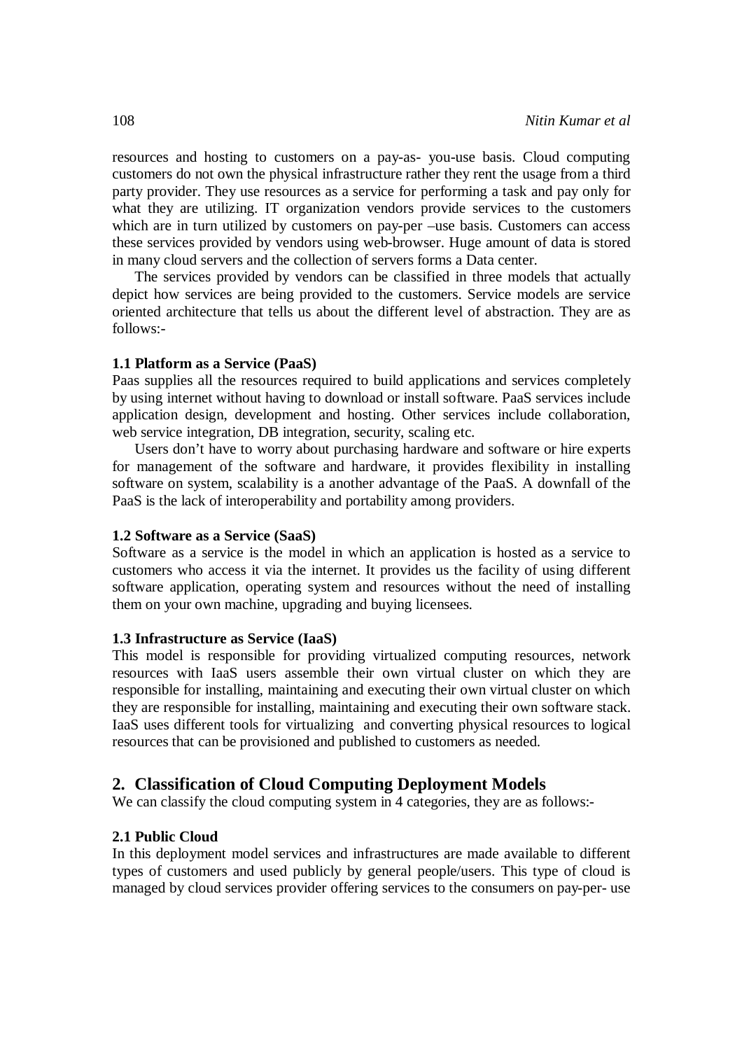resources and hosting to customers on a pay-as- you-use basis. Cloud computing customers do not own the physical infrastructure rather they rent the usage from a third party provider. They use resources as a service for performing a task and pay only for what they are utilizing. IT organization vendors provide services to the customers which are in turn utilized by customers on pay-per –use basis. Customers can access these services provided by vendors using web-browser. Huge amount of data is stored in many cloud servers and the collection of servers forms a Data center.

The services provided by vendors can be classified in three models that actually depict how services are being provided to the customers. Service models are service oriented architecture that tells us about the different level of abstraction. They are as follows:-

### 1.1 Platform as a Service (PaaS)

Paas supplies all the resources required to build applications and services completely by using internet without having to download or install software. PaaS services include application design, development and hosting. Other services include collaboration, web service integration, DB integration, security, scaling etc.

Users don't have to worry about purchasing hardware and software or hire experts for management of the software and hardware, it provides flexibility in installing software on system, scalability is a another advantage of the PaaS. A downfall of the PaaS is the lack of interoperability and portability among providers.

### 1.2 Software as a Service (SaaS)

Software as a service is the model in which an application is hosted as a service to customers who access it via the internet. It provides us the facility of using different software application, operating system and resources without the need of installing them on your own machine, upgrading and buying licensees.

### 1.3 Infrastructure as Service (IaaS)

This model is responsible for providing virtualized computing resources, network resources with IaaS users assemble their own virtual cluster on which they are responsible for installing, maintaining and executing their own virtual cluster on which they are responsible for installing, maintaining and executing their own software stack. IaaS uses different tools for virtualizing and converting physical resources to logical resources that can be provisioned and published to customers as needed.

## 2. Classification of Cloud Computing Deployment Models

We can classify the cloud computing system in 4 categories, they are as follows:-

### 2.1 Public Cloud

In this deployment model services and infrastructures are made available to different types of customers and used publicly by general people/users. This type of cloud is managed by cloud services provider offering services to the consumers on pay-per- use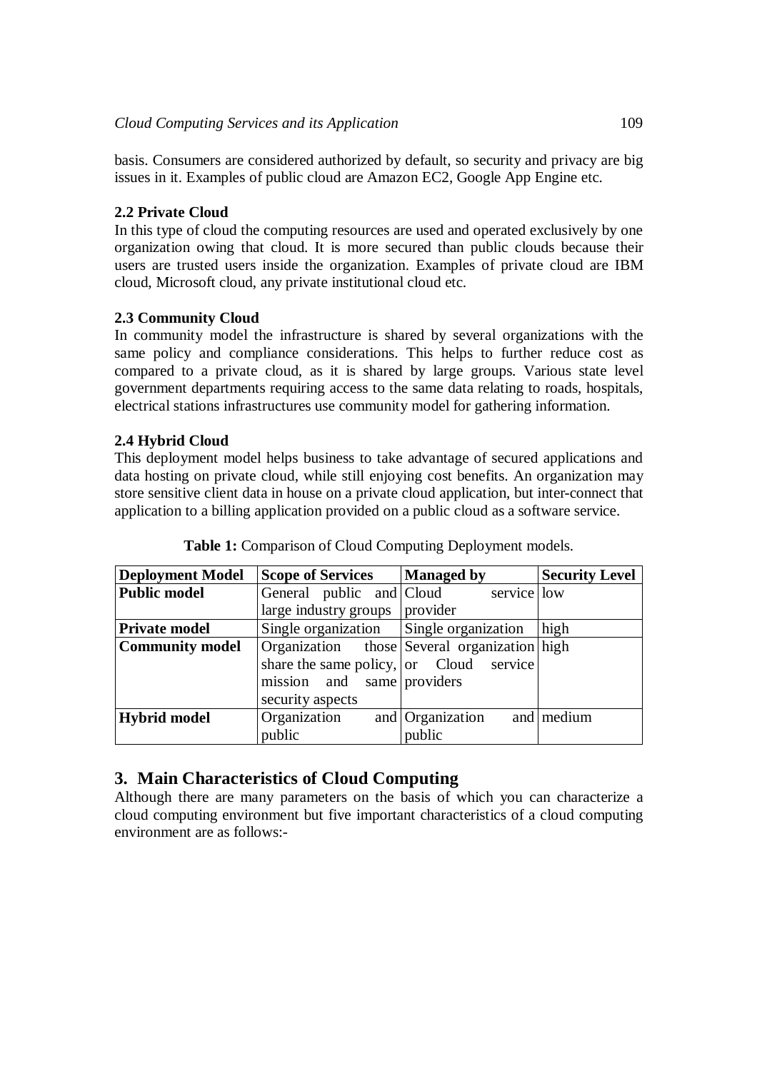basis. Consumers are considered authorized by default, so security and privacy are big issues in it. Examples of public cloud are Amazon EC2, Google App Engine etc.

**2.2 Private Cloud**

In this type of cloud the computing resources are used and operated exclusively by one organization owing that cloud. It is more secured than public clouds because their users are trusted users inside the organization. Examples of private cloud are IBM cloud, Microsoft cloud, any private institutional cloud etc.

**2.3 Community Cloud**

In community model the infrastructure is shared by several organizations with the same policy and compliance considerations. This helps to further reduce cost as compared to a private cloud, as it is shared by large groups. Various state level government departments requiring access to the same data relating to roads, hospitals, electrical stations infrastructures use community model for gathering information.

**2.4 Hybrid Cloud**

This deployment model helps business to take advantage of secured applications and data hosting on private cloud, while still enjoying cost benefits. An organization may store sensitive client data in house on a private cloud application, but inter-connect that application to a billing application provided on a public cloud as a software service.

**Table 1:** Comparison of Cloud Computing Deployment models.

| Deployment Model | Scope of Services | Managed by | Security Level |
| --- | --- | --- | --- |
| **Public model** | General public and large industry groups | Cloud service provider | low |
| **Private model** | Single organization | Single organization | high |
| **Community model** | Organization those share the same policy, mission and same security aspects | Several organization or Cloud service providers | high |
| **Hybrid model** | Organization and public | Organization and public | medium |

## 3. Main Characteristics of Cloud Computing

Although there are many parameters on the basis of which you can characterize a cloud computing environment but five important characteristics of a cloud computing environment are as follows:-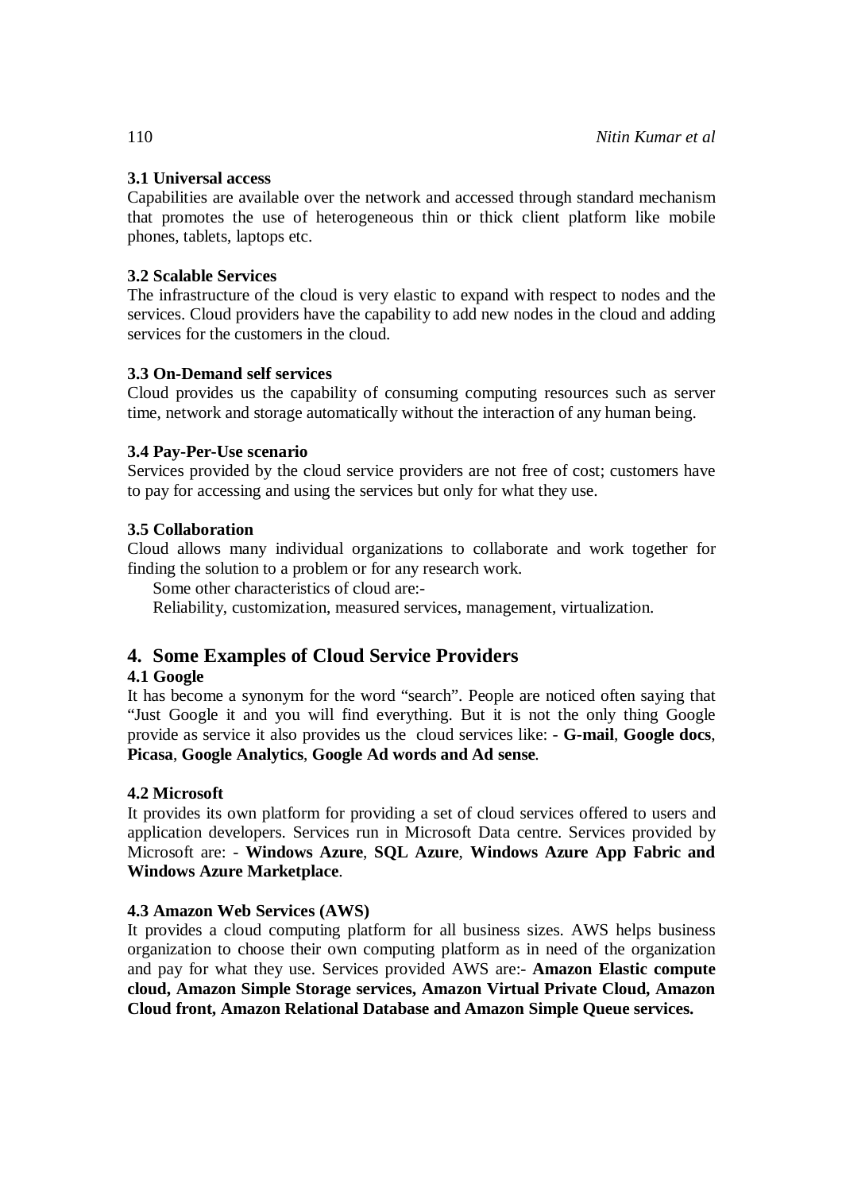### 3.1 Universal access

Capabilities are available over the network and accessed through standard mechanism that promotes the use of heterogeneous thin or thick client platform like mobile phones, tablets, laptops etc.

### 3.2 Scalable Services

The infrastructure of the cloud is very elastic to expand with respect to nodes and the services. Cloud providers have the capability to add new nodes in the cloud and adding services for the customers in the cloud.

### 3.3 On-Demand self services

Cloud provides us the capability of consuming computing resources such as server time, network and storage automatically without the interaction of any human being.

### 3.4 Pay-Per-Use scenario

Services provided by the cloud service providers are not free of cost; customers have to pay for accessing and using the services but only for what they use.

### 3.5 Collaboration

Cloud allows many individual organizations to collaborate and work together for finding the solution to a problem or for any research work.

Some other characteristics of cloud are:-

Reliability, customization, measured services, management, virtualization.

## 4. Some Examples of Cloud Service Providers

### 4.1 Google

It has become a synonym for the word "search". People are noticed often saying that "Just Google it and you will find everything. But it is not the only thing Google provide as service it also provides us the cloud services like: - **G-mail**, **Google docs**, **Picasa**, **Google Analytics**, **Google Ad words and Ad sense**.

### 4.2 Microsoft

It provides its own platform for providing a set of cloud services offered to users and application developers. Services run in Microsoft Data centre. Services provided by Microsoft are: - **Windows Azure**, **SQL Azure**, **Windows Azure App Fabric and Windows Azure Marketplace**.

### 4.3 Amazon Web Services (AWS)

It provides a cloud computing platform for all business sizes. AWS helps business organization to choose their own computing platform as in need of the organization and pay for what they use. Services provided AWS are:- **Amazon Elastic compute cloud, Amazon Simple Storage services, Amazon Virtual Private Cloud, Amazon Cloud front, Amazon Relational Database and Amazon Simple Queue services.**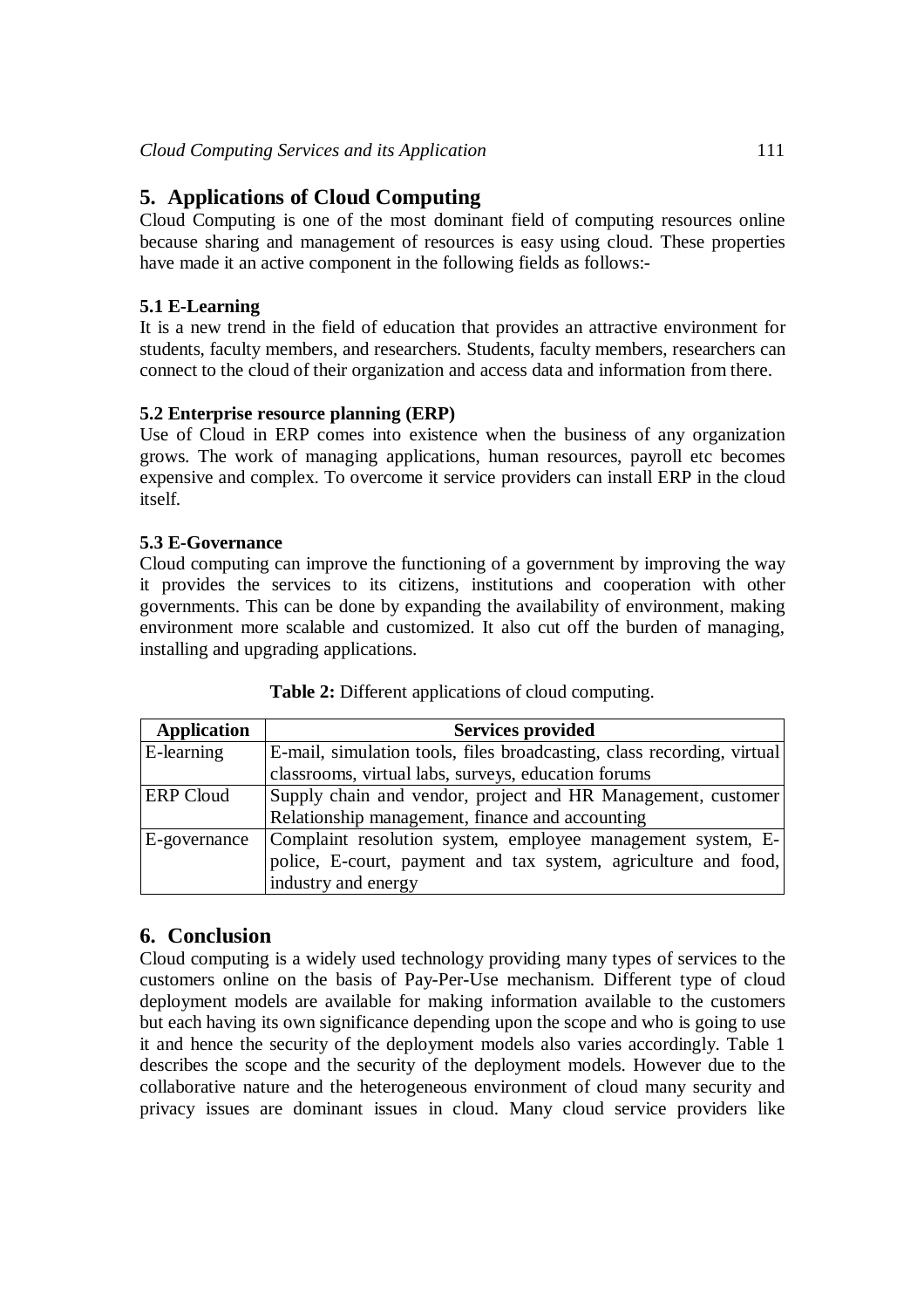## 5. Applications of Cloud Computing

Cloud Computing is one of the most dominant field of computing resources online because sharing and management of resources is easy using cloud. These properties have made it an active component in the following fields as follows:-

### 5.1 E-Learning

It is a new trend in the field of education that provides an attractive environment for students, faculty members, and researchers. Students, faculty members, researchers can connect to the cloud of their organization and access data and information from there.

### 5.2 Enterprise resource planning (ERP)

Use of Cloud in ERP comes into existence when the business of any organization grows. The work of managing applications, human resources, payroll etc becomes expensive and complex. To overcome it service providers can install ERP in the cloud itself.

### 5.3 E-Governance

Cloud computing can improve the functioning of a government by improving the way it provides the services to its citizens, institutions and cooperation with other governments. This can be done by expanding the availability of environment, making environment more scalable and customized. It also cut off the burden of managing, installing and upgrading applications.

**Table 2:** Different applications of cloud computing.

| Application | Services provided |
|---|---|
| E-learning | E-mail, simulation tools, files broadcasting, class recording, virtual classrooms, virtual labs, surveys, education forums |
| ERP Cloud | Supply chain and vendor, project and HR Management, customer Relationship management, finance and accounting |
| E-governance | Complaint resolution system, employee management system, E-police, E-court, payment and tax system, agriculture and food, industry and energy |

## 6. Conclusion

Cloud computing is a widely used technology providing many types of services to the customers online on the basis of Pay-Per-Use mechanism. Different type of cloud deployment models are available for making information available to the customers but each having its own significance depending upon the scope and who is going to use it and hence the security of the deployment models also varies accordingly. Table 1 describes the scope and the security of the deployment models. However due to the collaborative nature and the heterogeneous environment of cloud many security and privacy issues are dominant issues in cloud. Many cloud service providers like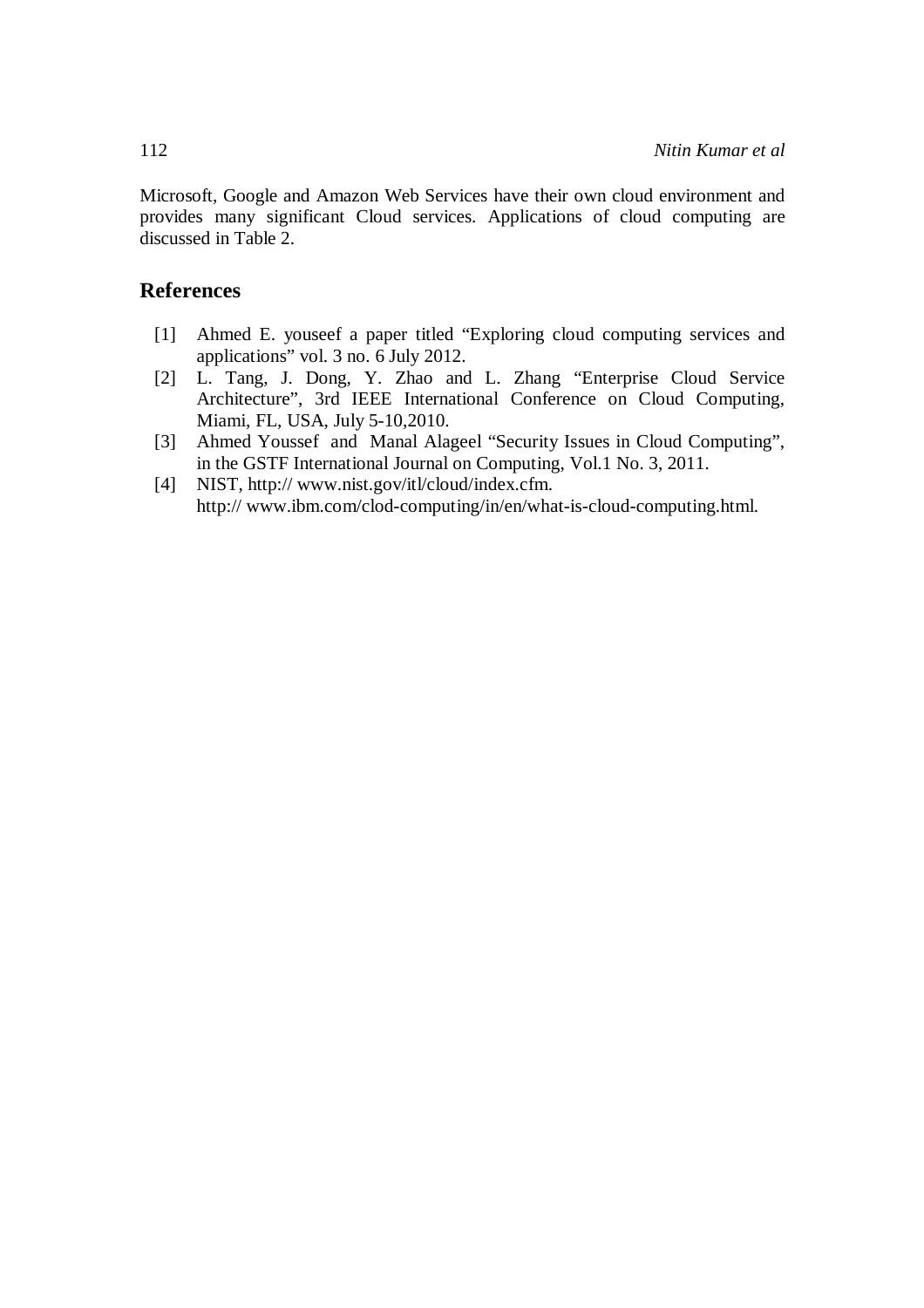Microsoft, Google and Amazon Web Services have their own cloud environment and provides many significant Cloud services. Applications of cloud computing are discussed in Table 2.

## References

[1] Ahmed E. youseef a paper titled “Exploring cloud computing services and applications” vol. 3 no. 6 July 2012.

[2] L. Tang, J. Dong, Y. Zhao and L. Zhang “Enterprise Cloud Service Architecture”, 3rd IEEE International Conference on Cloud Computing, Miami, FL, USA, July 5-10,2010.

[3] Ahmed Youssef and Manal Alageel “Security Issues in Cloud Computing”, in the GSTF International Journal on Computing, Vol.1 No. 3, 2011.

[4] NIST, http:// www.nist.gov/itl/cloud/index.cfm.
http:// www.ibm.com/clod-computing/in/en/what-is-cloud-computing.html.